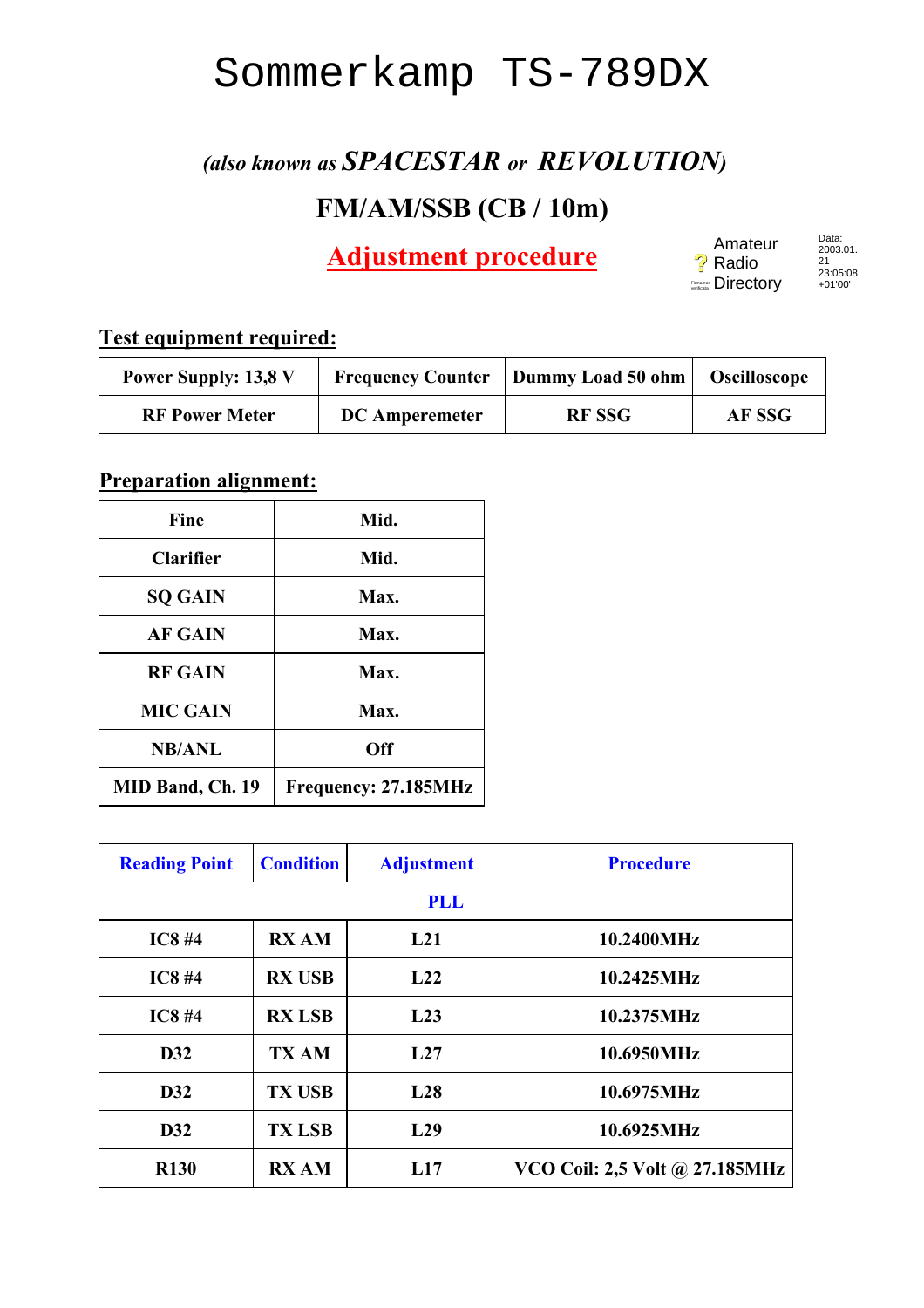# Sommerkamp TS-789DX

## *(also known as SPACESTAR or REVOLUTION)*

## FM/AM/SSB (CB / 10m)

## Adjustment procedure

Amateur Radio Directory

Data: 2003.01.21 23:05:08 +01'00'

### Test equipment required:

| | | | |
|---|---|---|---|
| Power Supply: 13,8 V | Frequency Counter | Dummy Load 50 ohm | Oscilloscope |
| RF Power Meter | DC Amperemeter | RF SSG | AF SSG |

### Preparation alignment:

| | |
|---|---|
| Fine | Mid. |
| Clarifier | Mid. |
| SQ GAIN | Max. |
| AF GAIN | Max. |
| RF GAIN | Max. |
| MIC GAIN | Max. |
| NB/ANL | Off |
| MID Band, Ch. 19 | Frequency: 27.185MHz |

| Reading Point | Condition | Adjustment | Procedure |
|---|---|---|---|
| PLL | | | |
| IC8 #4 | RX AM | L21 | 10.2400MHz |
| IC8 #4 | RX USB | L22 | 10.2425MHz |
| IC8 #4 | RX LSB | L23 | 10.2375MHz |
| D32 | TX AM | L27 | 10.6950MHz |
| D32 | TX USB | L28 | 10.6975MHz |
| D32 | TX LSB | L29 | 10.6925MHz |
| R130 | RX AM | L17 | VCO Coil: 2,5 Volt @ 27.185MHz |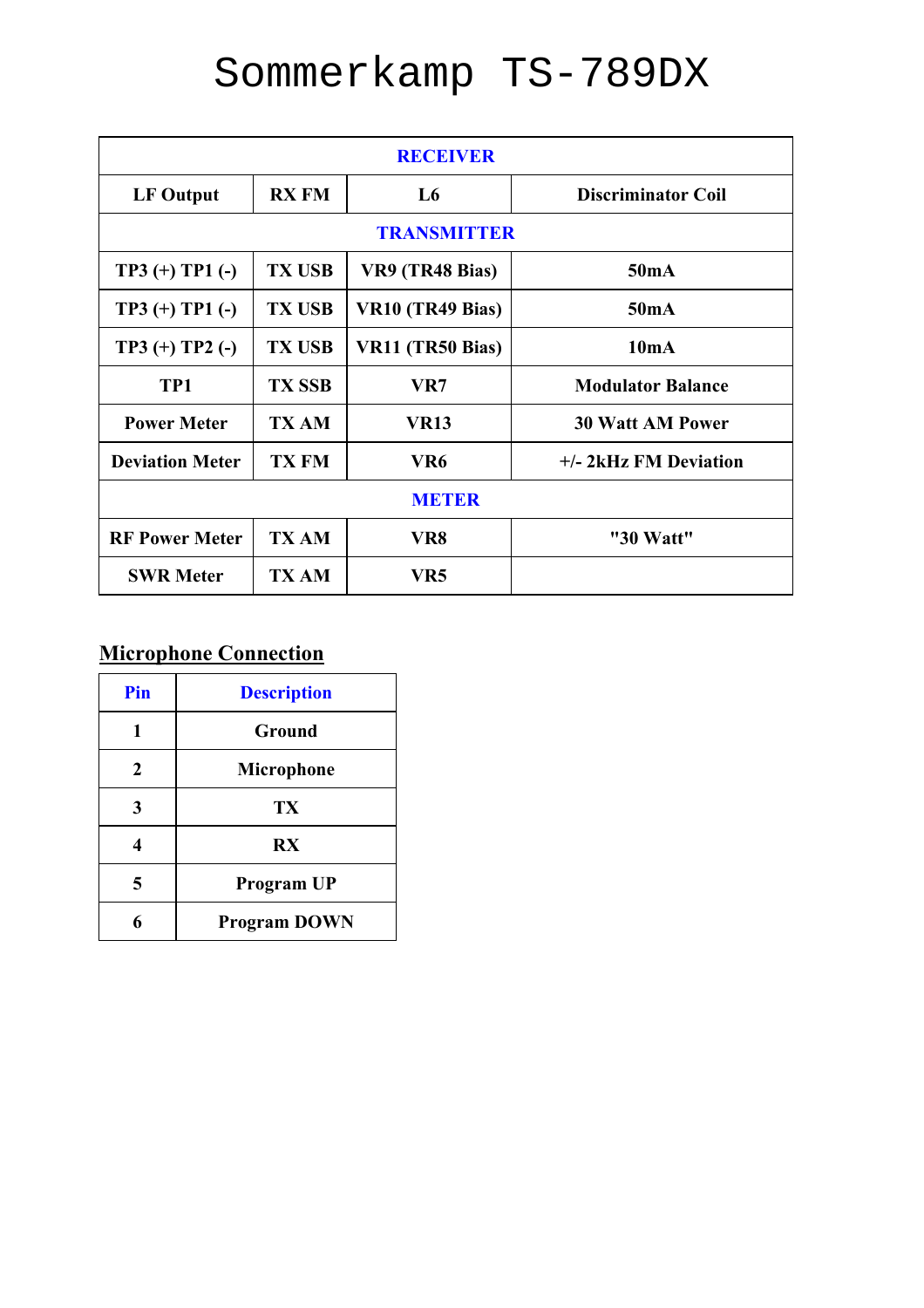# Sommerkamp TS-789DX

| | | | |
|---|---|---|---|
| **RECEIVER** | | | |
| **LF Output** | **RX FM** | **L6** | **Discriminator Coil** |
| **TRANSMITTER** | | | |
| **TP3 (+) TP1 (-)** | **TX USB** | **VR9 (TR48 Bias)** | **50mA** |
| **TP3 (+) TP1 (-)** | **TX USB** | **VR10 (TR49 Bias)** | **50mA** |
| **TP3 (+) TP2 (-)** | **TX USB** | **VR11 (TR50 Bias)** | **10mA** |
| **TP1** | **TX SSB** | **VR7** | **Modulator Balance** |
| **Power Meter** | **TX AM** | **VR13** | **30 Watt AM Power** |
| **Deviation Meter** | **TX FM** | **VR6** | **+/- 2kHz FM Deviation** |
| **METER** | | | |
| **RF Power Meter** | **TX AM** | **VR8** | **"30 Watt"** |
| **SWR Meter** | **TX AM** | **VR5** | |

## Microphone Connection

| Pin | Description |
|---|---|
| **1** | **Ground** |
| **2** | **Microphone** |
| **3** | **TX** |
| **4** | **RX** |
| **5** | **Program UP** |
| **6** | **Program DOWN** |